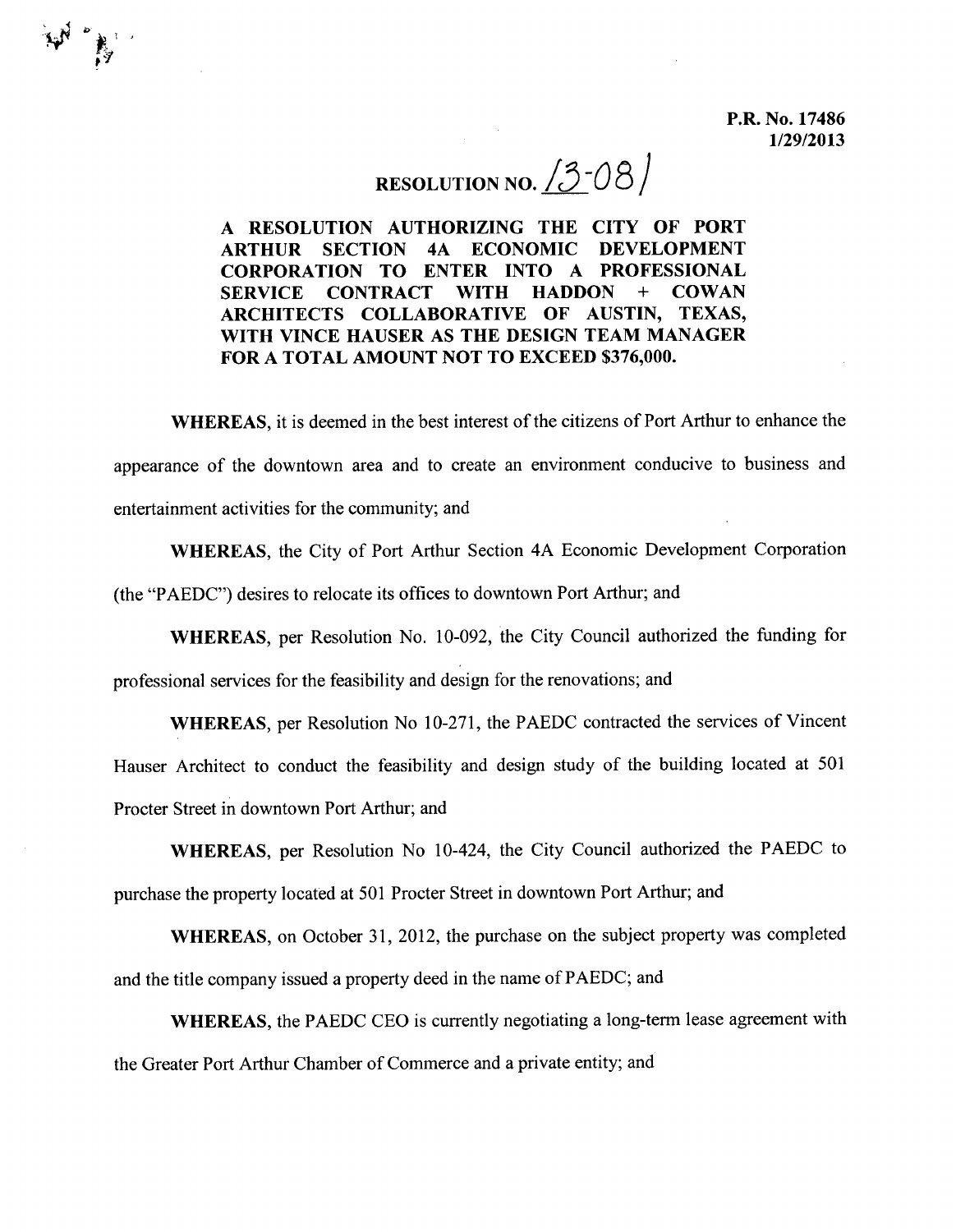P.R. No. 17486
1/29/2013

# RESOLUTION NO. 13-081

**A RESOLUTION AUTHORIZING THE CITY OF PORT ARTHUR SECTION 4A ECONOMIC DEVELOPMENT CORPORATION TO ENTER INTO A PROFESSIONAL SERVICE CONTRACT WITH HADDON + COWAN ARCHITECTS COLLABORATIVE OF AUSTIN, TEXAS, WITH VINCE HAUSER AS THE DESIGN TEAM MANAGER FOR A TOTAL AMOUNT NOT TO EXCEED $376,000.**

**WHEREAS,** it is deemed in the best interest of the citizens of Port Arthur to enhance the appearance of the downtown area and to create an environment conducive to business and entertainment activities for the community; and

**WHEREAS,** the City of Port Arthur Section 4A Economic Development Corporation (the "PAEDC") desires to relocate its offices to downtown Port Arthur; and

**WHEREAS,** per Resolution No. 10-092, the City Council authorized the funding for professional services for the feasibility and design for the renovations; and

**WHEREAS,** per Resolution No 10-271, the PAEDC contracted the services of Vincent Hauser Architect to conduct the feasibility and design study of the building located at 501 Procter Street in downtown Port Arthur; and

**WHEREAS,** per Resolution No 10-424, the City Council authorized the PAEDC to purchase the property located at 501 Procter Street in downtown Port Arthur; and

**WHEREAS,** on October 31, 2012, the purchase on the subject property was completed and the title company issued a property deed in the name of PAEDC; and

**WHEREAS,** the PAEDC CEO is currently negotiating a long-term lease agreement with the Greater Port Arthur Chamber of Commerce and a private entity; and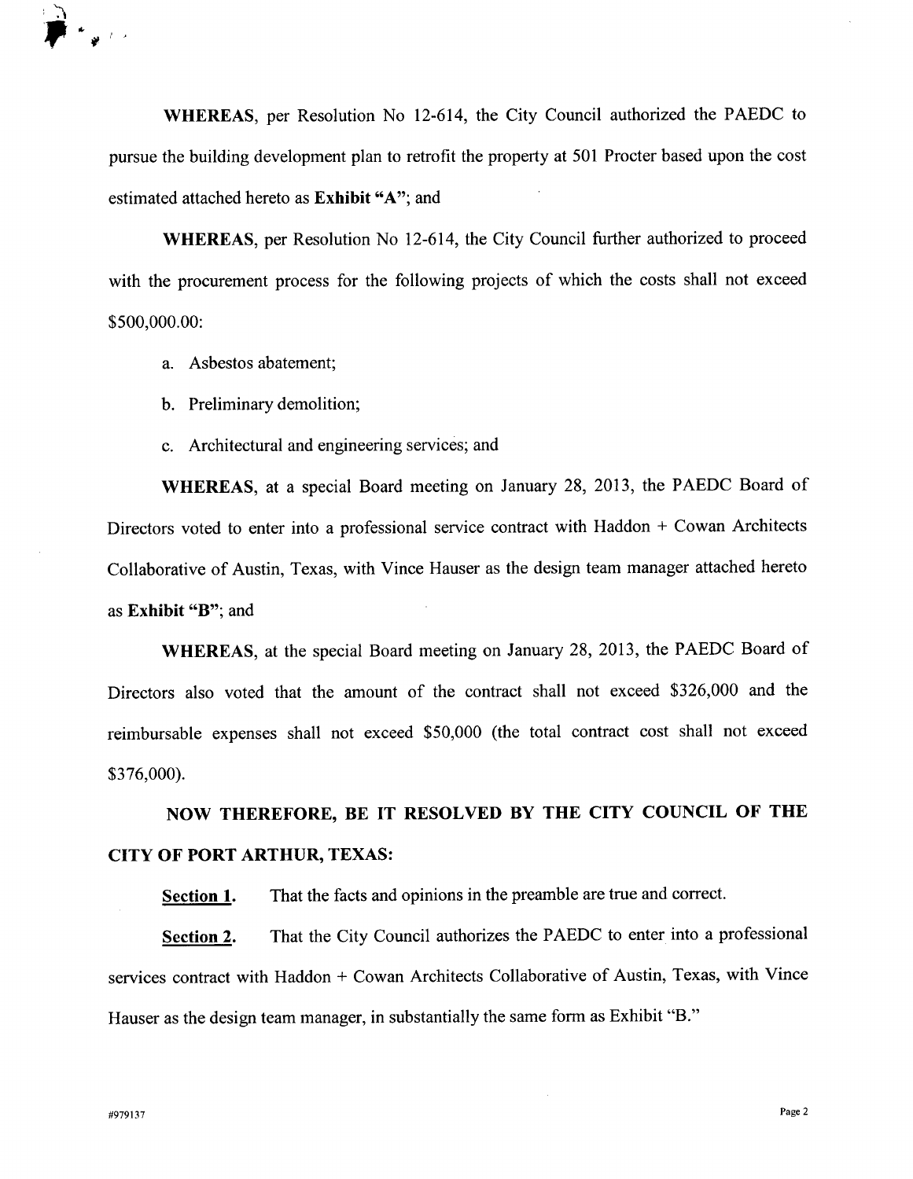**WHEREAS**, per Resolution No 12-614, the City Council authorized the PAEDC to pursue the building development plan to retrofit the property at 501 Procter based upon the cost estimated attached hereto as **Exhibit "A"**; and

**WHEREAS**, per Resolution No 12-614, the City Council further authorized to proceed with the procurement process for the following projects of which the costs shall not exceed $500,000.00:

a. Asbestos abatement;

b. Preliminary demolition;

c. Architectural and engineering services; and

**WHEREAS**, at a special Board meeting on January 28, 2013, the PAEDC Board of Directors voted to enter into a professional service contract with Haddon + Cowan Architects Collaborative of Austin, Texas, with Vince Hauser as the design team manager attached hereto as **Exhibit "B"**; and

**WHEREAS**, at the special Board meeting on January 28, 2013, the PAEDC Board of Directors also voted that the amount of the contract shall not exceed $326,000 and the reimbursable expenses shall not exceed $50,000 (the total contract cost shall not exceed $376,000).

**NOW THEREFORE, BE IT RESOLVED BY THE CITY COUNCIL OF THE CITY OF PORT ARTHUR, TEXAS:**

**Section 1.** That the facts and opinions in the preamble are true and correct.

**Section 2.** That the City Council authorizes the PAEDC to enter into a professional services contract with Haddon + Cowan Architects Collaborative of Austin, Texas, with Vince Hauser as the design team manager, in substantially the same form as Exhibit "B."

#979137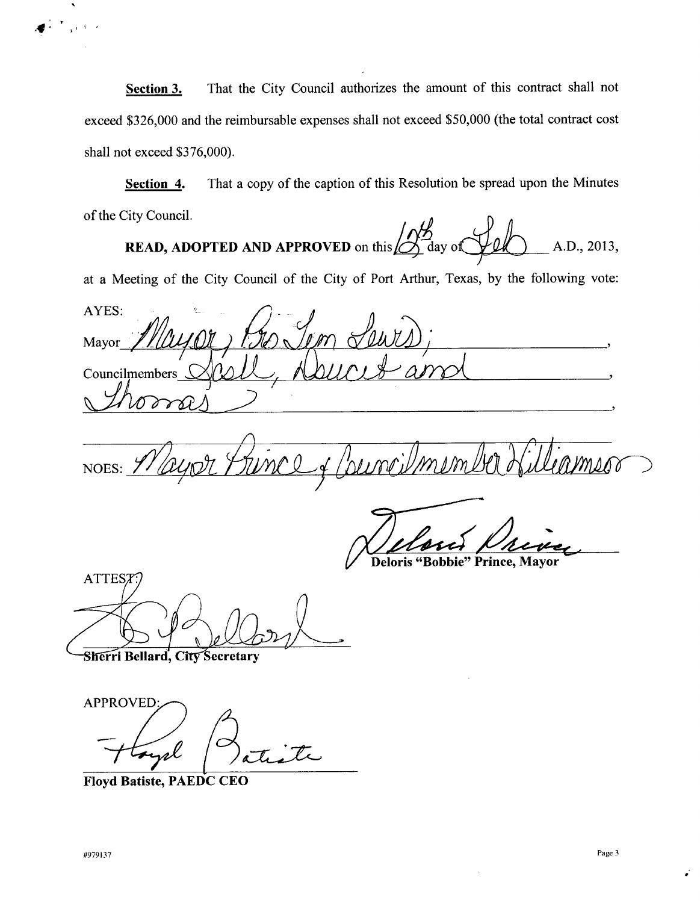**Section 3.** That the City Council authorizes the amount of this contract shall not exceed $326,000 and the reimbursable expenses shall not exceed $50,000 (the total contract cost shall not exceed $376,000).

**Section 4.** That a copy of the caption of this Resolution be spread upon the Minutes of the City Council.

**READ, ADOPTED AND APPROVED** on this 12th day of Feb A.D., 2013, at a Meeting of the City Council of the City of Port Arthur, Texas, by the following vote:

AYES:

Mayor Mayor Pro Tem Lewis;

Councilmembers Scott, Doucet and

Thomas

NOES: Mayor Prince & Councilmember Williamson

Deloris "Bobbie" Prince, Mayor

ATTEST:

Sherri Bellard, City Secretary

APPROVED:

Floyd Batiste, PAEDC CEO

#979137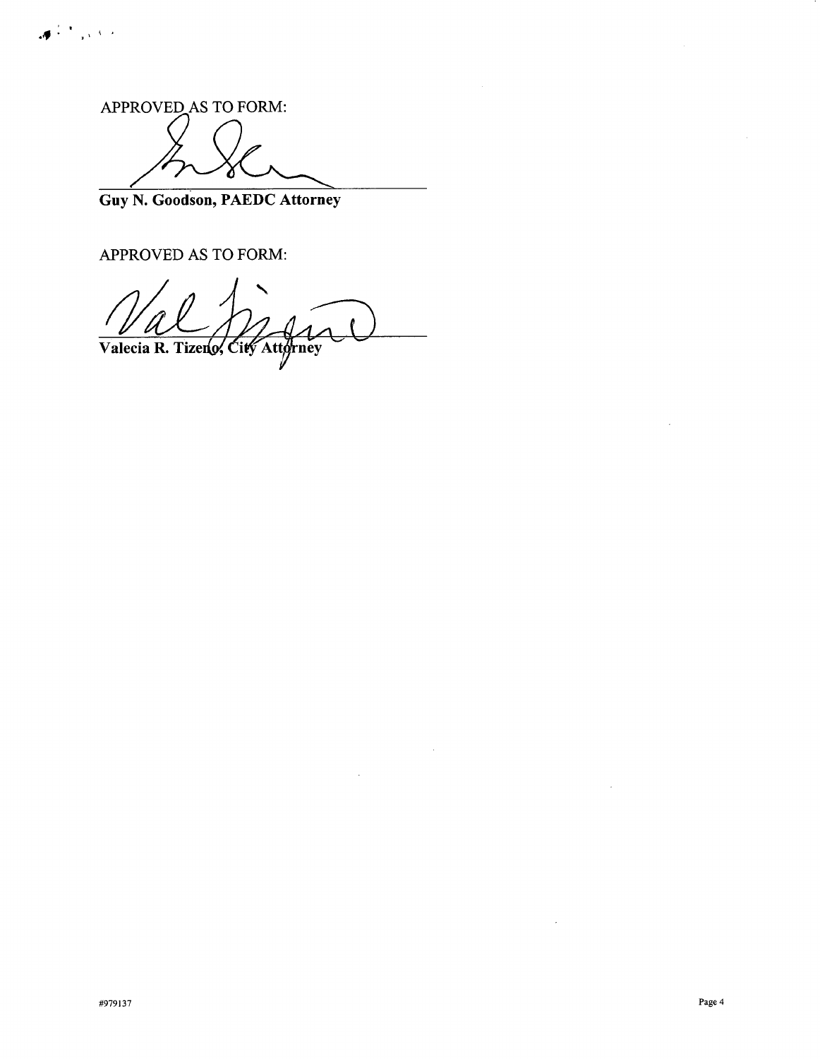APPROVED AS TO FORM:

**Guy N. Goodson, PAEDC Attorney**

APPROVED AS TO FORM:

**Valecia R. Tizeno, City Attorney**

#979137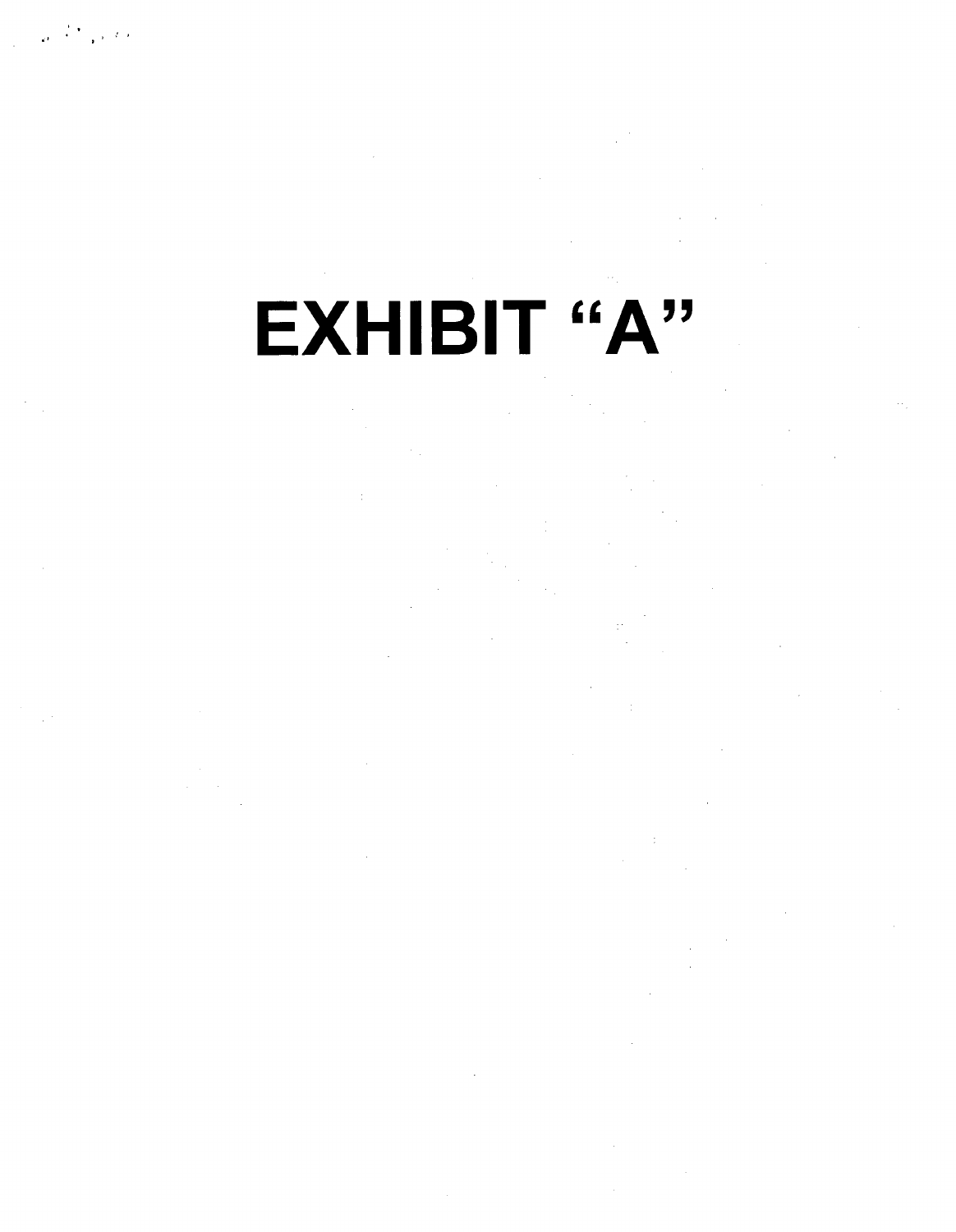# EXHIBIT "A"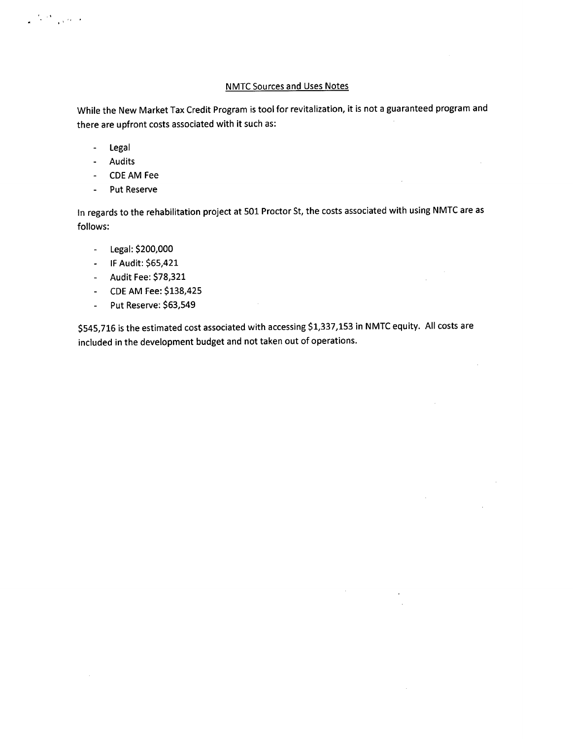## NMTC Sources and Uses Notes

While the New Market Tax Credit Program is tool for revitalization, it is not a guaranteed program and there are upfront costs associated with it such as:

- Legal
- Audits
- CDE AM Fee
- Put Reserve

In regards to the rehabilitation project at 501 Proctor St, the costs associated with using NMTC are as follows:

- Legal: $200,000
- IF Audit: $65,421
- Audit Fee: $78,321
- CDE AM Fee: $138,425
- Put Reserve: $63,549

$545,716 is the estimated cost associated with accessing $1,337,153 in NMTC equity. All costs are included in the development budget and not taken out of operations.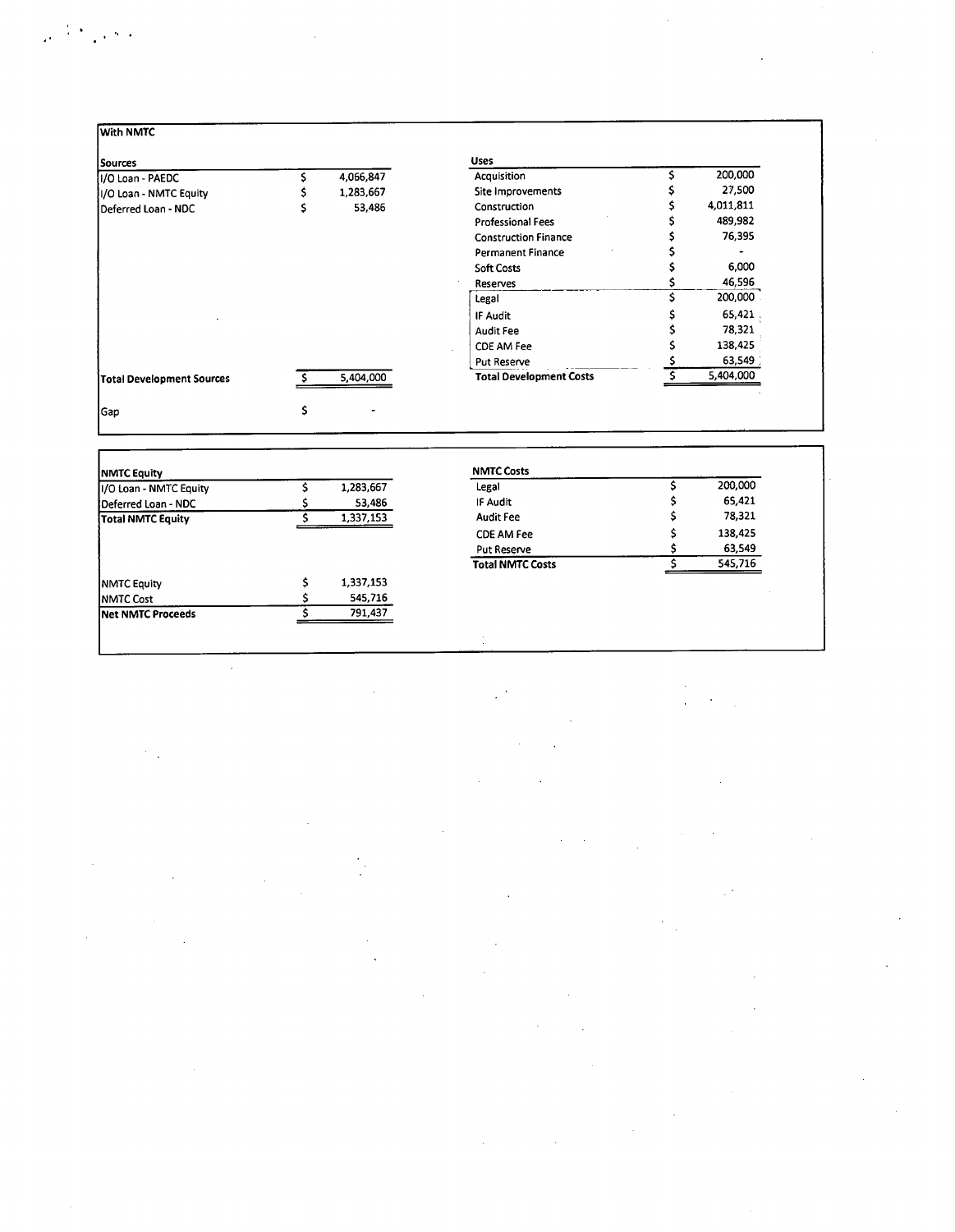**With NMTC**

| Sources | | Uses | |
|---|---|---|---|
| I/O Loan - PAEDC | $ 4,066,847 | Acquisition | $ 200,000 |
| I/O Loan - NMTC Equity | $ 1,283,667 | Site Improvements | $ 27,500 |
| Deferred Loan - NDC | $ 53,486 | Construction | $ 4,011,811 |
| | | Professional Fees | $ 489,982 |
| | | Construction Finance | $ 76,395 |
| | | Permanent Finance | $ - |
| | | Soft Costs | $ 6,000 |
| | | Reserves | $ 46,596 |
| | | Legal | $ 200,000 |
| | | IF Audit | $ 65,421 |
| | | Audit Fee | $ 78,321 |
| | | CDE AM Fee | $ 138,425 |
| | | Put Reserve | $ 63,549 |
| **Total Development Sources** | $ 5,404,000 | **Total Development Costs** | $ 5,404,000 |
| Gap | $ - | | |

| NMTC Equity | | NMTC Costs | |
|---|---|---|---|
| I/O Loan - NMTC Equity | $ 1,283,667 | Legal | $ 200,000 |
| Deferred Loan - NDC | $ 53,486 | IF Audit | $ 65,421 |
| **Total NMTC Equity** | $ 1,337,153 | Audit Fee | $ 78,321 |
| | | CDE AM Fee | $ 138,425 |
| | | Put Reserve | $ 63,549 |
| | | **Total NMTC Costs** | $ 545,716 |
| NMTC Equity | $ 1,337,153 | | |
| NMTC Cost | $ 545,716 | | |
| **Net NMTC Proceeds** | $ 791,437 | | |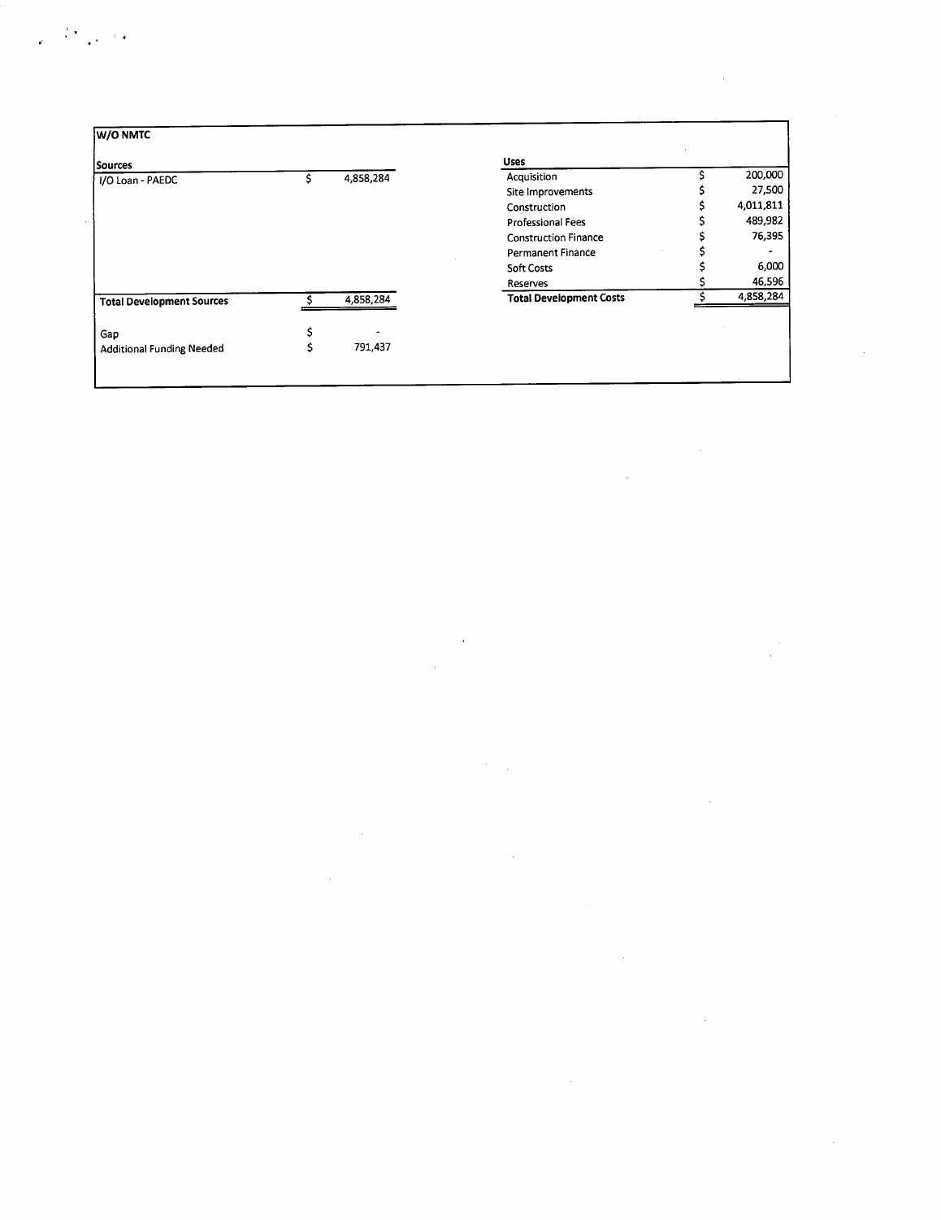**W/O NMTC**

| Sources | | |
|---|---|---|
| I/O Loan - PAEDC | $ | 4,858,284 |
| **Total Development Sources** | $ | 4,858,284 |
| Gap | $ | - |
| Additional Funding Needed | $ | 791,437 |

| Uses | | |
|---|---|---|
| Acquisition | $ | 200,000 |
| Site Improvements | $ | 27,500 |
| Construction | $ | 4,011,811 |
| Professional Fees | $ | 489,982 |
| Construction Finance | $ | 76,395 |
| Permanent Finance | $ | - |
| Soft Costs | $ | 6,000 |
| Reserves | $ | 46,596 |
| **Total Development Costs** | $ | 4,858,284 |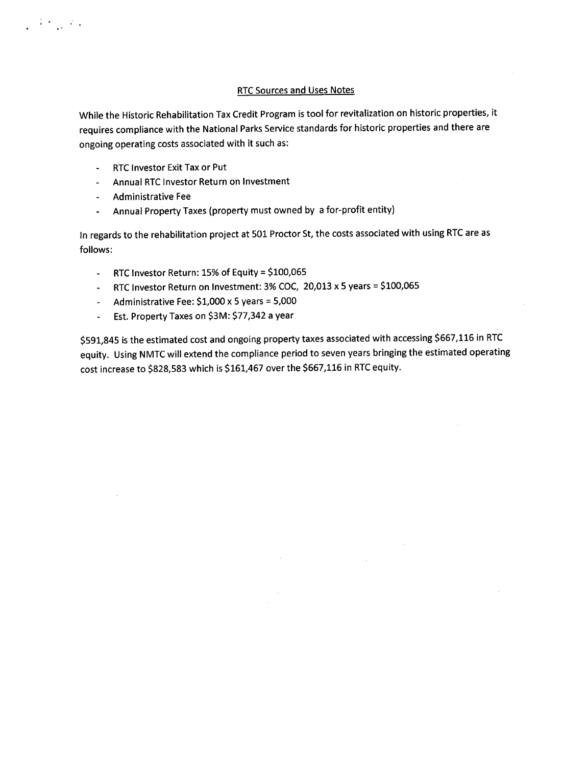RTC Sources and Uses Notes

While the Historic Rehabilitation Tax Credit Program is tool for revitalization on historic properties, it requires compliance with the National Parks Service standards for historic properties and there are ongoing operating costs associated with it such as:

- RTC Investor Exit Tax or Put
- Annual RTC Investor Return on Investment
- Administrative Fee
- Annual Property Taxes (property must owned by a for-profit entity)

In regards to the rehabilitation project at 501 Proctor St, the costs associated with using RTC are as follows:

- RTC Investor Return: 15% of Equity = $100,065
- RTC Investor Return on Investment: 3% COC, 20,013 x 5 years = $100,065
- Administrative Fee: $1,000 x 5 years = 5,000
- Est. Property Taxes on $3M: $77,342 a year

$591,845 is the estimated cost and ongoing property taxes associated with accessing $667,116 in RTC equity. Using NMTC will extend the compliance period to seven years bringing the estimated operating cost increase to $828,583 which is $161,467 over the $667,116 in RTC equity.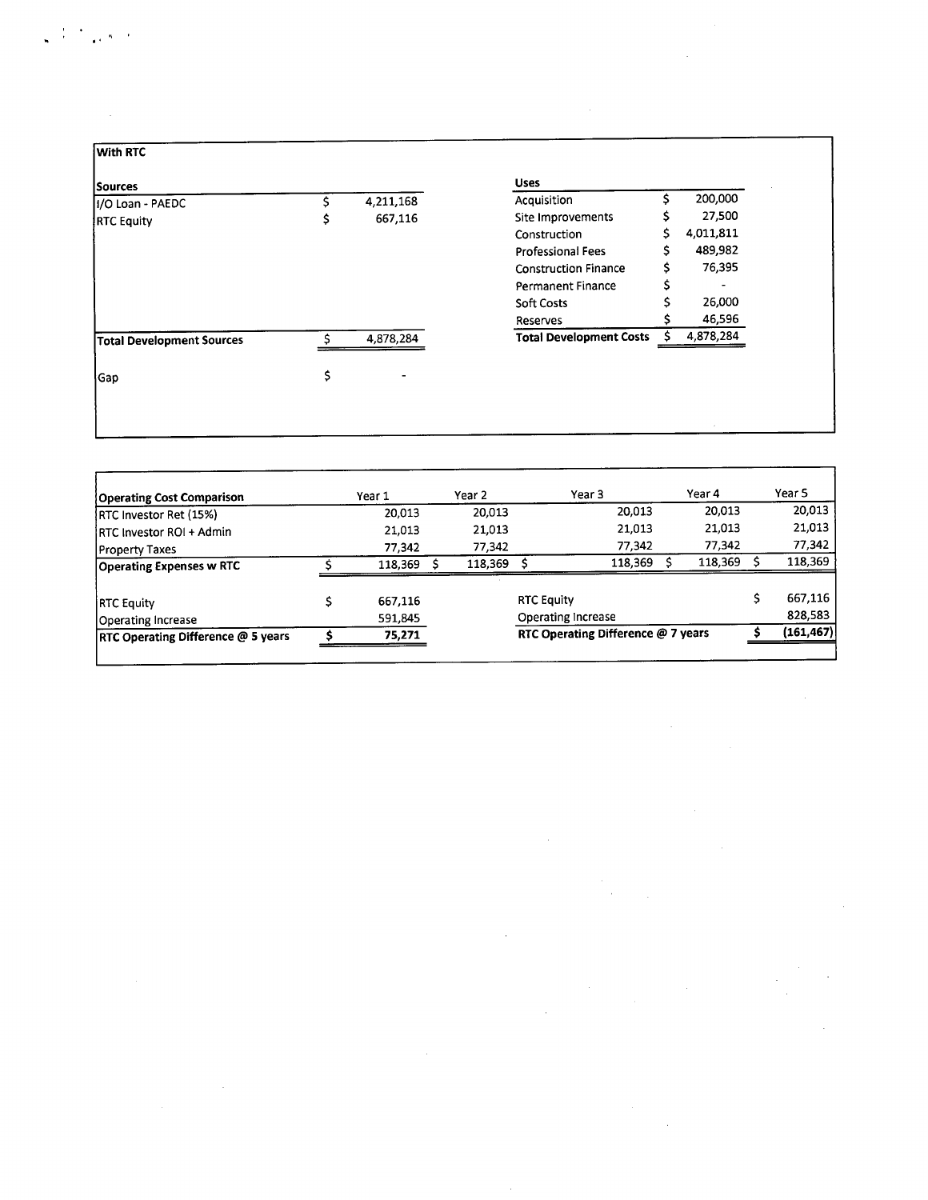**With RTC**

| Sources | | | Uses | | |
|---|---|---|---|---|---|
| I/O Loan - PAEDC | $ | 4,211,168 | Acquisition | $ | 200,000 |
| RTC Equity | $ | 667,116 | Site Improvements | $ | 27,500 |
| | | | Construction | $ | 4,011,811 |
| | | | Professional Fees | $ | 489,982 |
| | | | Construction Finance | $ | 76,395 |
| | | | Permanent Finance | $ | - |
| | | | Soft Costs | $ | 26,000 |
| | | | Reserves | $ | 46,596 |
| **Total Development Sources** | $ | 4,878,284 | **Total Development Costs** | $ | 4,878,284 |
| Gap | $ | - | | | |

| Operating Cost Comparison | Year 1 | Year 2 | Year 3 | Year 4 | Year 5 |
|---|---|---|---|---|---|
| RTC Investor Ret (15%) | 20,013 | 20,013 | 20,013 | 20,013 | 20,013 |
| RTC Investor ROI + Admin | 21,013 | 21,013 | 21,013 | 21,013 | 21,013 |
| Property Taxes | 77,342 | 77,342 | 77,342 | 77,342 | 77,342 |
| **Operating Expenses w RTC** | $ 118,369 | $ 118,369 | $ 118,369 | $ 118,369 | $ 118,369 |

| | | | |
|---|---|---|---|
| RTC Equity | $ 667,116 | RTC Equity | $ 667,116 |
| Operating Increase | 591,845 | Operating Increase | 828,583 |
| **RTC Operating Difference @ 5 years** | **$ 75,271** | **RTC Operating Difference @ 7 years** | **$ (161,467)** |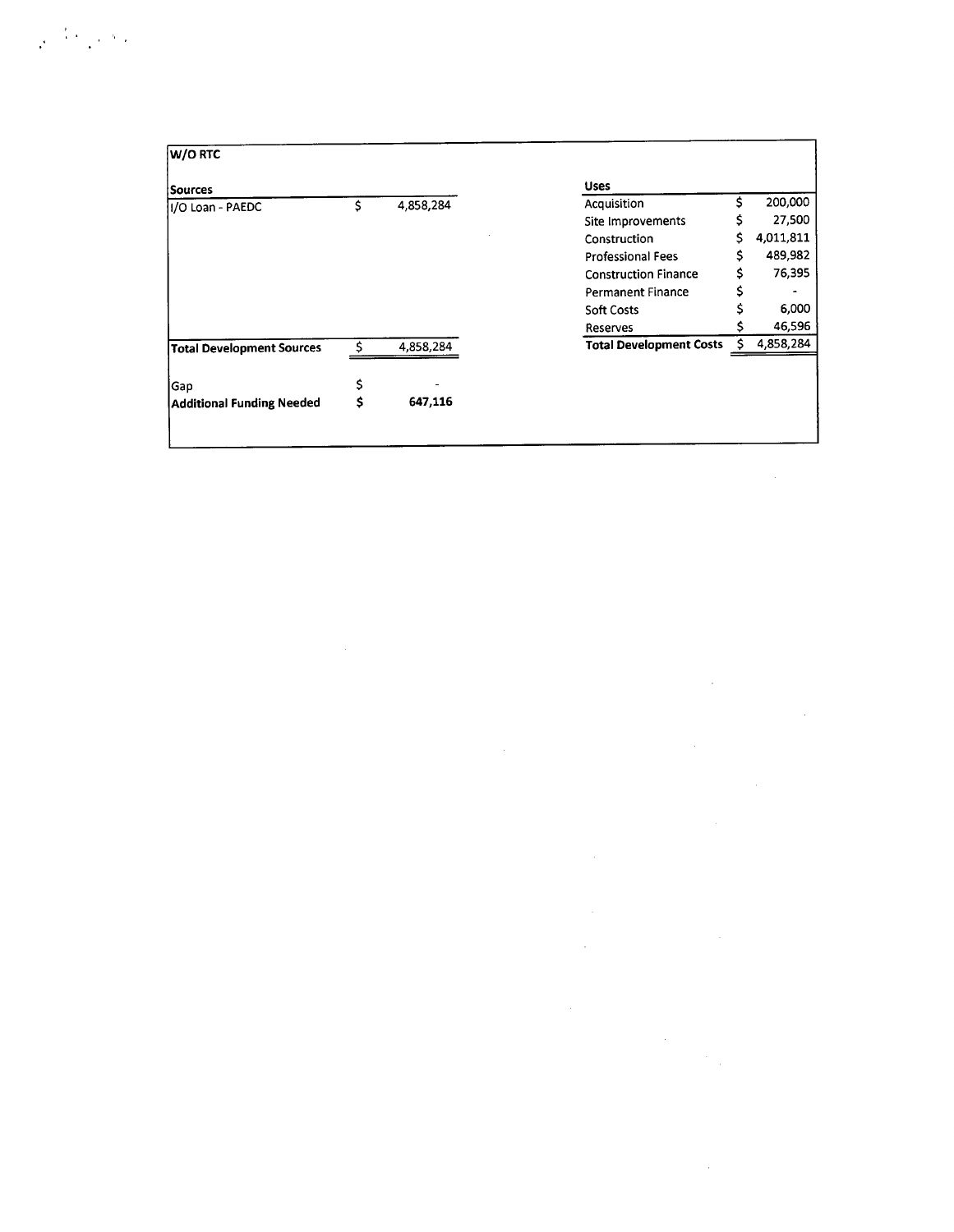**W/O RTC**

| Sources | | |
|---|---|---|
| I/O Loan - PAEDC | $ | 4,858,284 |
| **Total Development Sources** | $ | 4,858,284 |
| Gap | $ | - |
| **Additional Funding Needed** | **$** | **647,116** |

| Uses | | |
|---|---|---|
| Acquisition | $ | 200,000 |
| Site Improvements | $ | 27,500 |
| Construction | $ | 4,011,811 |
| Professional Fees | $ | 489,982 |
| Construction Finance | $ | 76,395 |
| Permanent Finance | $ | - |
| Soft Costs | $ | 6,000 |
| Reserves | $ | 46,596 |
| **Total Development Costs** | $ | 4,858,284 |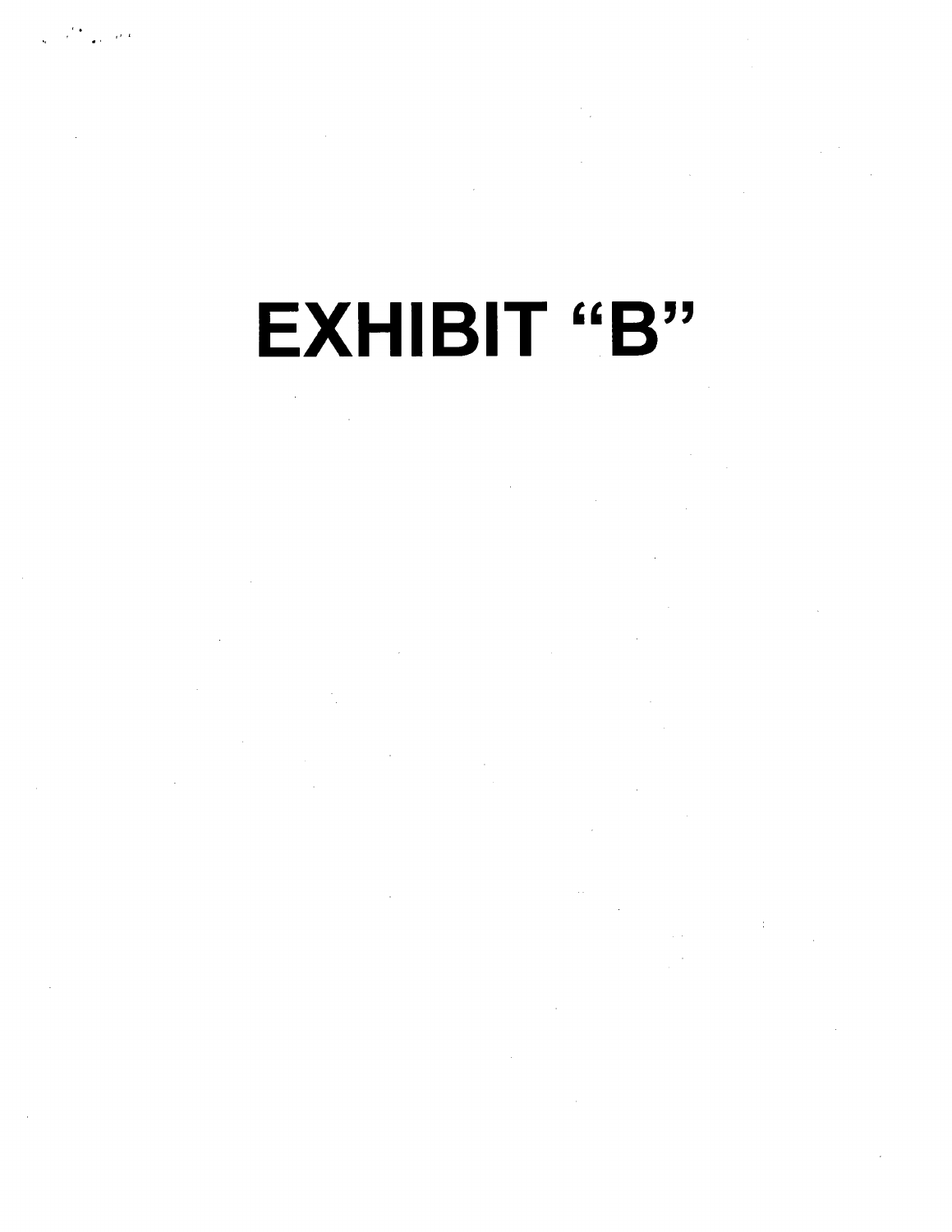# EXHIBIT "B"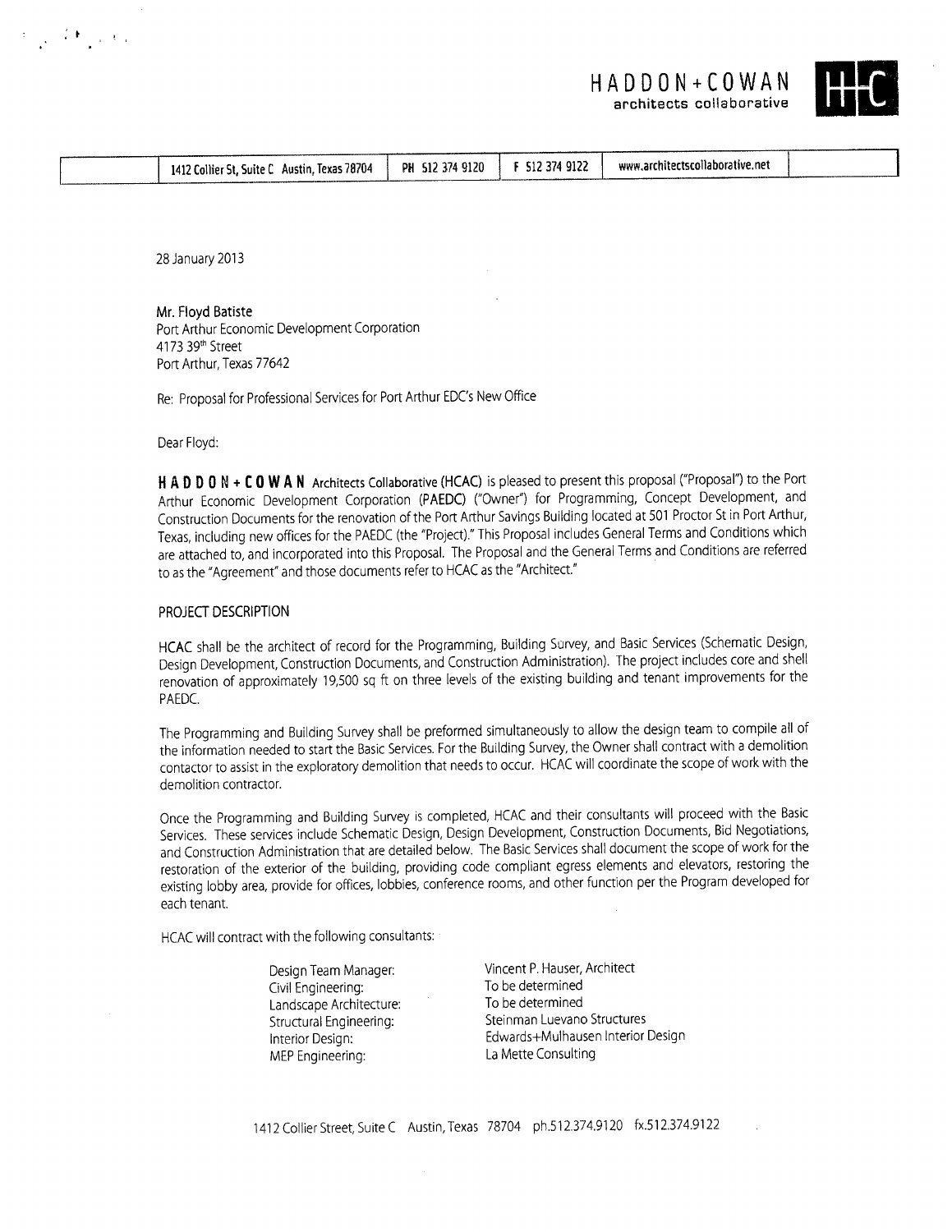HADDON+COWAN
architects collaborative

| 1412 Collier St, Suite C Austin, Texas 78704 | PH 512 374 9120 | F 512 374 9122 | www.architectscollaborative.net |
|---|---|---|---|

28 January 2013

Mr. Floyd Batiste
Port Arthur Economic Development Corporation
4173 39th Street
Port Arthur, Texas 77642

Re: Proposal for Professional Services for Port Arthur EDC's New Office

Dear Floyd:

**HADDON+COWAN** Architects Collaborative (HCAC) is pleased to present this proposal ("Proposal") to the Port Arthur Economic Development Corporation (PAEDC) ("Owner") for Programming, Concept Development, and Construction Documents for the renovation of the Port Arthur Savings Building located at 501 Proctor St in Port Arthur, Texas, including new offices for the PAEDC (the "Project)." This Proposal includes General Terms and Conditions which are attached to, and incorporated into this Proposal. The Proposal and the General Terms and Conditions are referred to as the "Agreement" and those documents refer to HCAC as the "Architect."

## PROJECT DESCRIPTION

HCAC shall be the architect of record for the Programming, Building Survey, and Basic Services (Schematic Design, Design Development, Construction Documents, and Construction Administration). The project includes core and shell renovation of approximately 19,500 sq ft on three levels of the existing building and tenant improvements for the PAEDC.

The Programming and Building Survey shall be preformed simultaneously to allow the design team to compile all of the information needed to start the Basic Services. For the Building Survey, the Owner shall contract with a demolition contactor to assist in the exploratory demolition that needs to occur. HCAC will coordinate the scope of work with the demolition contractor.

Once the Programming and Building Survey is completed, HCAC and their consultants will proceed with the Basic Services. These services include Schematic Design, Design Development, Construction Documents, Bid Negotiations, and Construction Administration that are detailed below. The Basic Services shall document the scope of work for the restoration of the exterior of the building, providing code compliant egress elements and elevators, restoring the existing lobby area, provide for offices, lobbies, conference rooms, and other function per the Program developed for each tenant.

HCAC will contract with the following consultants:

| | |
|---|---|
| Design Team Manager: | Vincent P. Hauser, Architect |
| Civil Engineering: | To be determined |
| Landscape Architecture: | To be determined |
| Structural Engineering: | Steinman Luevano Structures |
| Interior Design: | Edwards+Mulhausen Interior Design |
| MEP Engineering: | La Mette Consulting |

1412 Collier Street, Suite C Austin, Texas 78704 ph.512.374.9120 fx.512.374.9122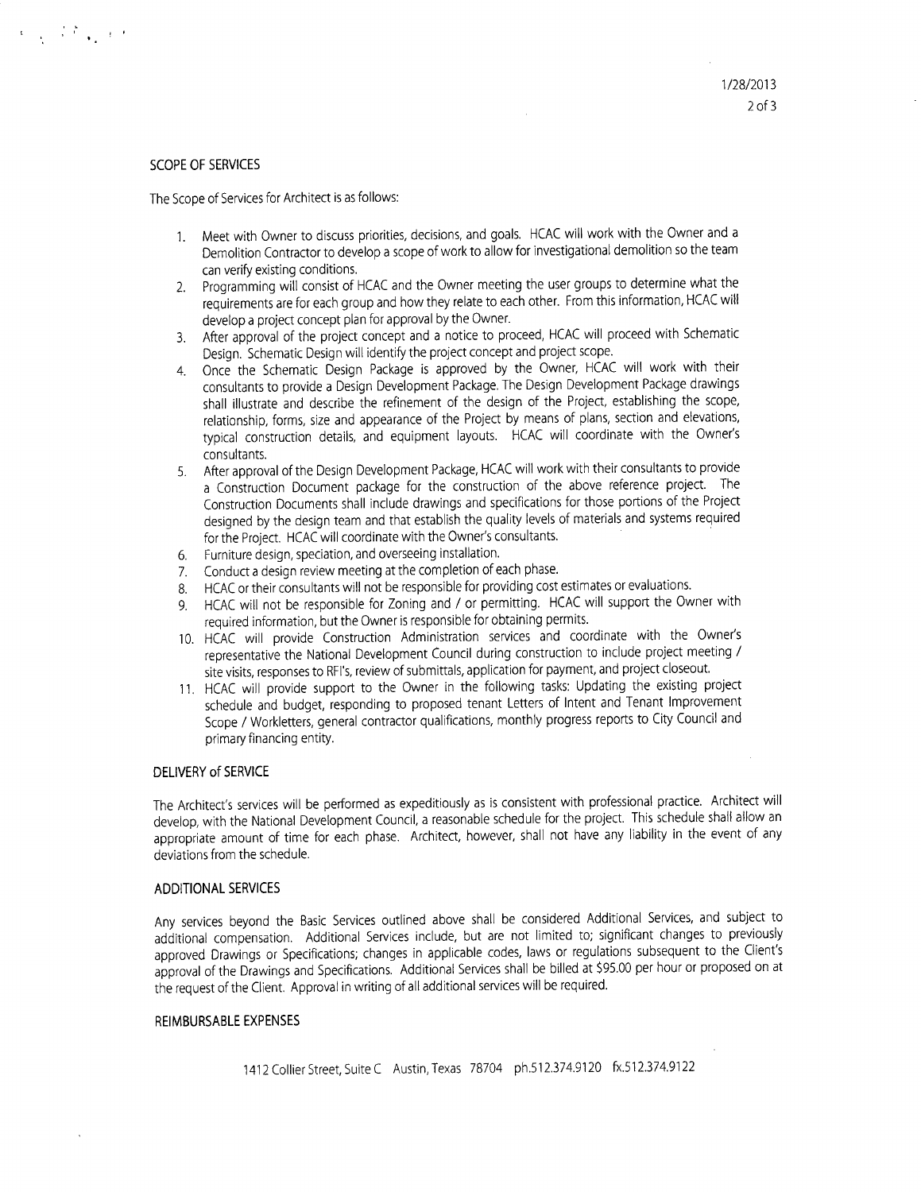## SCOPE OF SERVICES

The Scope of Services for Architect is as follows:

1. Meet with Owner to discuss priorities, decisions, and goals. HCAC will work with the Owner and a Demolition Contractor to develop a scope of work to allow for investigational demolition so the team can verify existing conditions.
2. Programming will consist of HCAC and the Owner meeting the user groups to determine what the requirements are for each group and how they relate to each other. From this information, HCAC will develop a project concept plan for approval by the Owner.
3. After approval of the project concept and a notice to proceed, HCAC will proceed with Schematic Design. Schematic Design will identify the project concept and project scope.
4. Once the Schematic Design Package is approved by the Owner, HCAC will work with their consultants to provide a Design Development Package. The Design Development Package drawings shall illustrate and describe the refinement of the design of the Project, establishing the scope, relationship, forms, size and appearance of the Project by means of plans, section and elevations, typical construction details, and equipment layouts. HCAC will coordinate with the Owner's consultants.
5. After approval of the Design Development Package, HCAC will work with their consultants to provide a Construction Document package for the construction of the above reference project. The Construction Documents shall include drawings and specifications for those portions of the Project designed by the design team and that establish the quality levels of materials and systems required for the Project. HCAC will coordinate with the Owner's consultants.
6. Furniture design, speciation, and overseeing installation.
7. Conduct a design review meeting at the completion of each phase.
8. HCAC or their consultants will not be responsible for providing cost estimates or evaluations.
9. HCAC will not be responsible for Zoning and / or permitting. HCAC will support the Owner with required information, but the Owner is responsible for obtaining permits.
10. HCAC will provide Construction Administration services and coordinate with the Owner's representative the National Development Council during construction to include project meeting / site visits, responses to RFI's, review of submittals, application for payment, and project closeout.
11. HCAC will provide support to the Owner in the following tasks: Updating the existing project schedule and budget, responding to proposed tenant Letters of Intent and Tenant Improvement Scope / Workletters, general contractor qualifications, monthly progress reports to City Council and primary financing entity.

## DELIVERY of SERVICE

The Architect's services will be performed as expeditiously as is consistent with professional practice. Architect will develop, with the National Development Council, a reasonable schedule for the project. This schedule shall allow an appropriate amount of time for each phase. Architect, however, shall not have any liability in the event of any deviations from the schedule.

## ADDITIONAL SERVICES

Any services beyond the Basic Services outlined above shall be considered Additional Services, and subject to additional compensation. Additional Services include, but are not limited to; significant changes to previously approved Drawings or Specifications; changes in applicable codes, laws or regulations subsequent to the Client's approval of the Drawings and Specifications. Additional Services shall be billed at $95.00 per hour or proposed on at the request of the Client. Approval in writing of all additional services will be required.

## REIMBURSABLE EXPENSES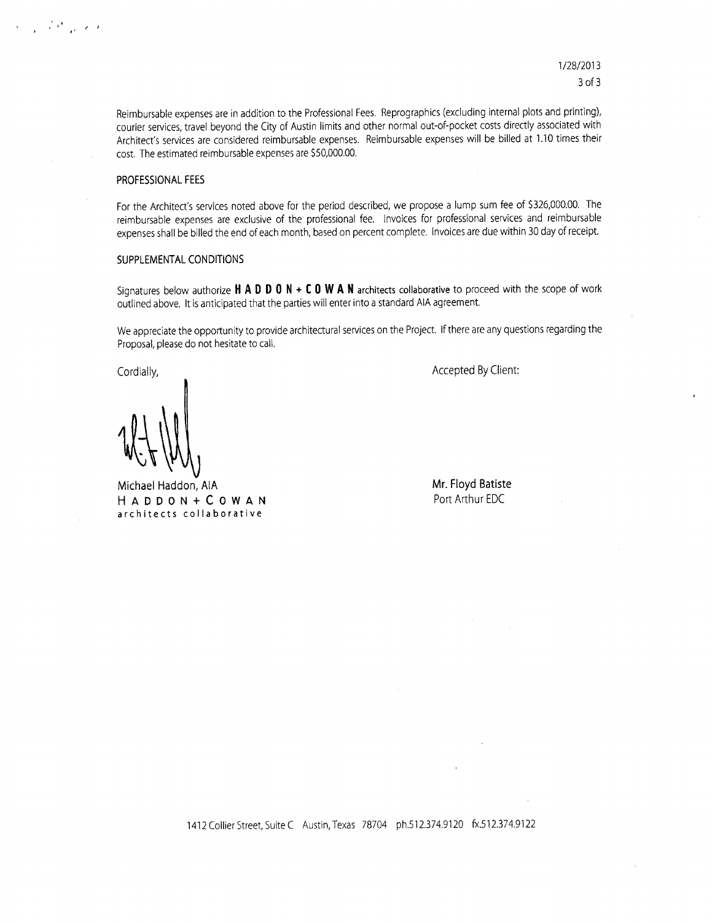Reimbursable expenses are in addition to the Professional Fees. Reprographics (excluding internal plots and printing), courier services, travel beyond the City of Austin limits and other normal out-of-pocket costs directly associated with Architect's services are considered reimbursable expenses. Reimbursable expenses will be billed at 1.10 times their cost. The estimated reimbursable expenses are $50,000.00.

PROFESSIONAL FEES

For the Architect's services noted above for the period described, we propose a lump sum fee of $326,000.00. The reimbursable expenses are exclusive of the professional fee. Invoices for professional services and reimbursable expenses shall be billed the end of each month, based on percent complete. Invoices are due within 30 day of receipt.

SUPPLEMENTAL CONDITIONS

Signatures below authorize **HADDON + COWAN** architects collaborative to proceed with the scope of work outlined above. It is anticipated that the parties will enter into a standard AIA agreement.

We appreciate the opportunity to provide architectural services on the Project. If there are any questions regarding the Proposal, please do not hesitate to call.

Cordially,

Michael Haddon, AIA
HADDON + COWAN
architects collaborative

Accepted By Client:

Mr. Floyd Batiste
Port Arthur EDC

1412 Collier Street, Suite C Austin, Texas 78704 ph.512.374.9120 fx.512.374.9122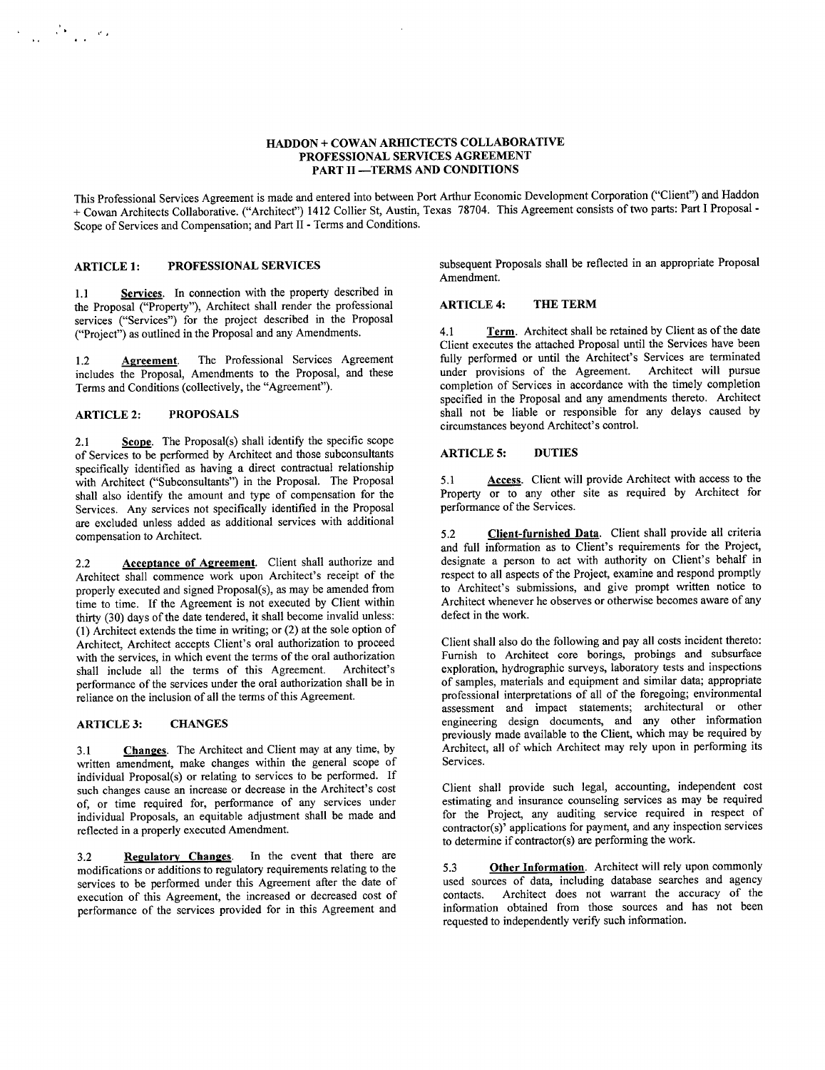# HADDON + COWAN ARHICTECTS COLLABORATIVE
## PROFESSIONAL SERVICES AGREEMENT
## PART II —TERMS AND CONDITIONS

This Professional Services Agreement is made and entered into between Port Arthur Economic Development Corporation ("Client") and Haddon + Cowan Architects Collaborative. ("Architect") 1412 Collier St, Austin, Texas 78704. This Agreement consists of two parts: Part I Proposal - Scope of Services and Compensation; and Part II - Terms and Conditions.

### ARTICLE 1: PROFESSIONAL SERVICES

1.1 **Services**. In connection with the property described in the Proposal ("Property"), Architect shall render the professional services ("Services") for the project described in the Proposal ("Project") as outlined in the Proposal and any Amendments.

1.2 **Agreement**. The Professional Services Agreement includes the Proposal, Amendments to the Proposal, and these Terms and Conditions (collectively, the "Agreement").

### ARTICLE 2: PROPOSALS

2.1 **Scope**. The Proposal(s) shall identify the specific scope of Services to be performed by Architect and those subconsultants specifically identified as having a direct contractual relationship with Architect ("Subconsultants") in the Proposal. The Proposal shall also identify the amount and type of compensation for the Services. Any services not specifically identified in the Proposal are excluded unless added as additional services with additional compensation to Architect.

2.2 **Acceptance of Agreement**. Client shall authorize and Architect shall commence work upon Architect's receipt of the properly executed and signed Proposal(s), as may be amended from time to time. If the Agreement is not executed by Client within thirty (30) days of the date tendered, it shall become invalid unless: (1) Architect extends the time in writing; or (2) at the sole option of Architect, Architect accepts Client's oral authorization to proceed with the services, in which event the terms of the oral authorization shall include all the terms of this Agreement. Architect's performance of the services under the oral authorization shall be in reliance on the inclusion of all the terms of this Agreement.

### ARTICLE 3: CHANGES

3.1 **Changes**. The Architect and Client may at any time, by written amendment, make changes within the general scope of individual Proposal(s) or relating to services to be performed. If such changes cause an increase or decrease in the Architect's cost of, or time required for, performance of any services under individual Proposals, an equitable adjustment shall be made and reflected in a properly executed Amendment.

3.2 **Regulatory Changes**. In the event that there are modifications or additions to regulatory requirements relating to the services to be performed under this Agreement after the date of execution of this Agreement, the increased or decreased cost of performance of the services provided for in this Agreement and subsequent Proposals shall be reflected in an appropriate Proposal Amendment.

### ARTICLE 4: THE TERM

4.1 **Term**. Architect shall be retained by Client as of the date Client executes the attached Proposal until the Services have been fully performed or until the Architect's Services are terminated under provisions of the Agreement. Architect will pursue completion of Services in accordance with the timely completion specified in the Proposal and any amendments thereto. Architect shall not be liable or responsible for any delays caused by circumstances beyond Architect's control.

### ARTICLE 5: DUTIES

5.1 **Access**. Client will provide Architect with access to the Property or to any other site as required by Architect for performance of the Services.

5.2 **Client-furnished Data**. Client shall provide all criteria and full information as to Client's requirements for the Project, designate a person to act with authority on Client's behalf in respect to all aspects of the Project, examine and respond promptly to Architect's submissions, and give prompt written notice to Architect whenever he observes or otherwise becomes aware of any defect in the work.

Client shall also do the following and pay all costs incident thereto: Furnish to Architect core borings, probings and subsurface exploration, hydrographic surveys, laboratory tests and inspections of samples, materials and equipment and similar data; appropriate professional interpretations of all of the foregoing; environmental assessment and impact statements; architectural or other engineering design documents, and any other information previously made available to the Client, which may be required by Architect, all of which Architect may rely upon in performing its Services.

Client shall provide such legal, accounting, independent cost estimating and insurance counseling services as may be required for the Project, any auditing service required in respect of contractor(s)' applications for payment, and any inspection services to determine if contractor(s) are performing the work.

5.3 **Other Information**. Architect will rely upon commonly used sources of data, including database searches and agency contacts. Architect does not warrant the accuracy of the information obtained from those sources and has not been requested to independently verify such information.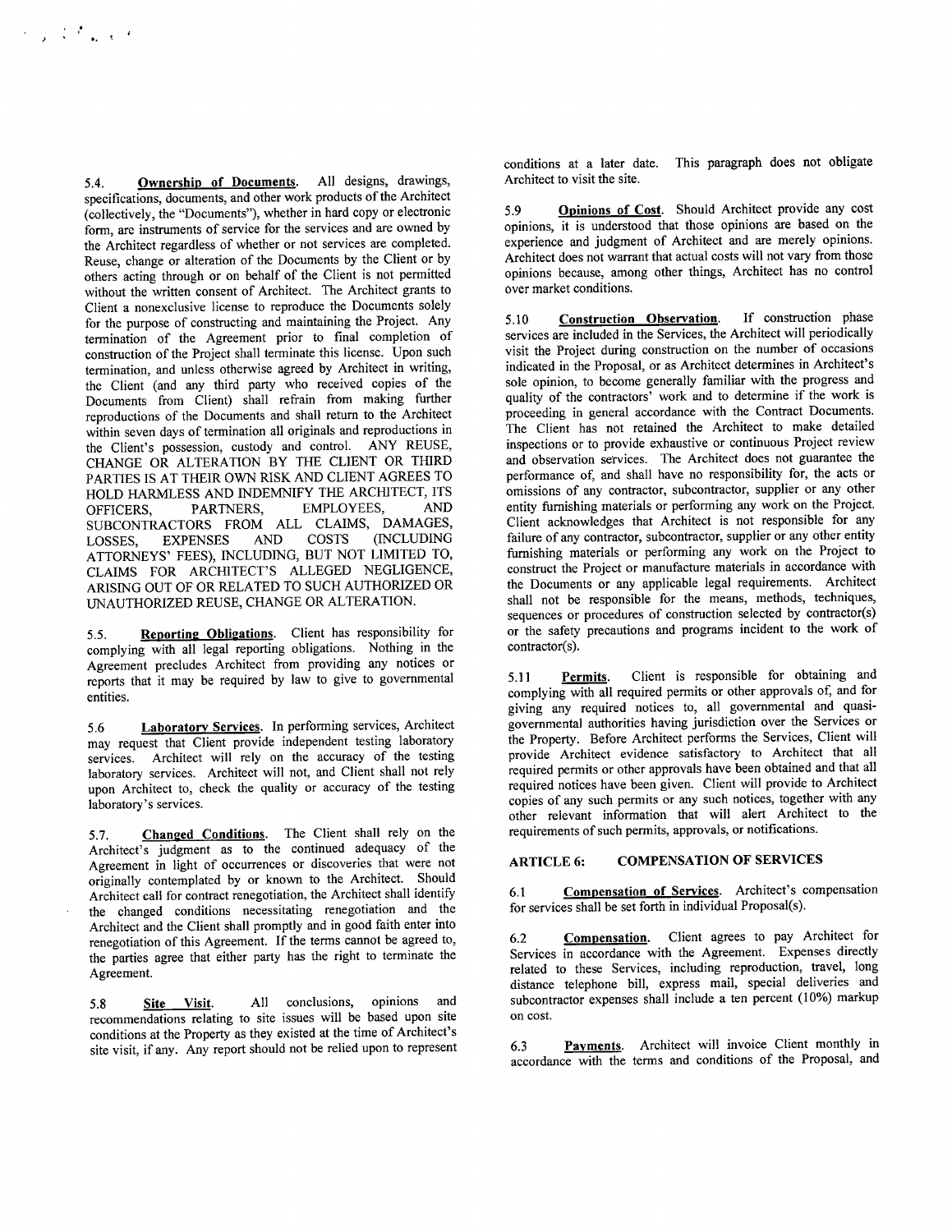5.4. **Ownership of Documents**. All designs, drawings, specifications, documents, and other work products of the Architect (collectively, the "Documents"), whether in hard copy or electronic form, are instruments of service for the services and are owned by the Architect regardless of whether or not services are completed. Reuse, change or alteration of the Documents by the Client or by others acting through or on behalf of the Client is not permitted without the written consent of Architect. The Architect grants to Client a nonexclusive license to reproduce the Documents solely for the purpose of constructing and maintaining the Project. Any termination of the Agreement prior to final completion of construction of the Project shall terminate this license. Upon such termination, and unless otherwise agreed by Architect in writing, the Client (and any third party who received copies of the Documents from Client) shall refrain from making further reproductions of the Documents and shall return to the Architect within seven days of termination all originals and reproductions in the Client's possession, custody and control. ANY REUSE, CHANGE OR ALTERATION BY THE CLIENT OR THIRD PARTIES IS AT THEIR OWN RISK AND CLIENT AGREES TO HOLD HARMLESS AND INDEMNIFY THE ARCHITECT, ITS OFFICERS, PARTNERS, EMPLOYEES, AND SUBCONTRACTORS FROM ALL CLAIMS, DAMAGES, LOSSES, EXPENSES AND COSTS (INCLUDING ATTORNEYS' FEES), INCLUDING, BUT NOT LIMITED TO, CLAIMS FOR ARCHITECT'S ALLEGED NEGLIGENCE, ARISING OUT OF OR RELATED TO SUCH AUTHORIZED OR UNAUTHORIZED REUSE, CHANGE OR ALTERATION.

5.5. **Reporting Obligations**. Client has responsibility for complying with all legal reporting obligations. Nothing in the Agreement precludes Architect from providing any notices or reports that it may be required by law to give to governmental entities.

5.6 **Laboratory Services**. In performing services, Architect may request that Client provide independent testing laboratory services. Architect will rely on the accuracy of the testing laboratory services. Architect will not, and Client shall not rely upon Architect to, check the quality or accuracy of the testing laboratory's services.

5.7. **Changed Conditions**. The Client shall rely on the Architect's judgment as to the continued adequacy of the Agreement in light of occurrences or discoveries that were not originally contemplated by or known to the Architect. Should Architect call for contract renegotiation, the Architect shall identify the changed conditions necessitating renegotiation and the Architect and the Client shall promptly and in good faith enter into renegotiation of this Agreement. If the terms cannot be agreed to, the parties agree that either party has the right to terminate the Agreement.

5.8 **Site Visit**. All conclusions, opinions and recommendations relating to site issues will be based upon site conditions at the Property as they existed at the time of Architect's site visit, if any. Any report should not be relied upon to represent conditions at a later date. This paragraph does not obligate Architect to visit the site.

5.9 **Opinions of Cost**. Should Architect provide any cost opinions, it is understood that those opinions are based on the experience and judgment of Architect and are merely opinions. Architect does not warrant that actual costs will not vary from those opinions because, among other things, Architect has no control over market conditions.

5.10 **Construction Observation**. If construction phase services are included in the Services, the Architect will periodically visit the Project during construction on the number of occasions indicated in the Proposal, or as Architect determines in Architect's sole opinion, to become generally familiar with the progress and quality of the contractors' work and to determine if the work is proceeding in general accordance with the Contract Documents. The Client has not retained the Architect to make detailed inspections or to provide exhaustive or continuous Project review and observation services. The Architect does not guarantee the performance of, and shall have no responsibility for, the acts or omissions of any contractor, subcontractor, supplier or any other entity furnishing materials or performing any work on the Project. Client acknowledges that Architect is not responsible for any failure of any contractor, subcontractor, supplier or any other entity furnishing materials or performing any work on the Project to construct the Project or manufacture materials in accordance with the Documents or any applicable legal requirements. Architect shall not be responsible for the means, methods, techniques, sequences or procedures of construction selected by contractor(s) or the safety precautions and programs incident to the work of contractor(s).

5.11 **Permits**. Client is responsible for obtaining and complying with all required permits or other approvals of, and for giving any required notices to, all governmental and quasi-governmental authorities having jurisdiction over the Services or the Property. Before Architect performs the Services, Client will provide Architect evidence satisfactory to Architect that all required permits or other approvals have been obtained and that all required notices have been given. Client will provide to Architect copies of any such permits or any such notices, together with any other relevant information that will alert Architect to the requirements of such permits, approvals, or notifications.

## ARTICLE 6: COMPENSATION OF SERVICES

6.1 **Compensation of Services**. Architect's compensation for services shall be set forth in individual Proposal(s).

6.2 **Compensation**. Client agrees to pay Architect for Services in accordance with the Agreement. Expenses directly related to these Services, including reproduction, travel, long distance telephone bill, express mail, special deliveries and subcontractor expenses shall include a ten percent (10%) markup on cost.

6.3 **Payments**. Architect will invoice Client monthly in accordance with the terms and conditions of the Proposal, and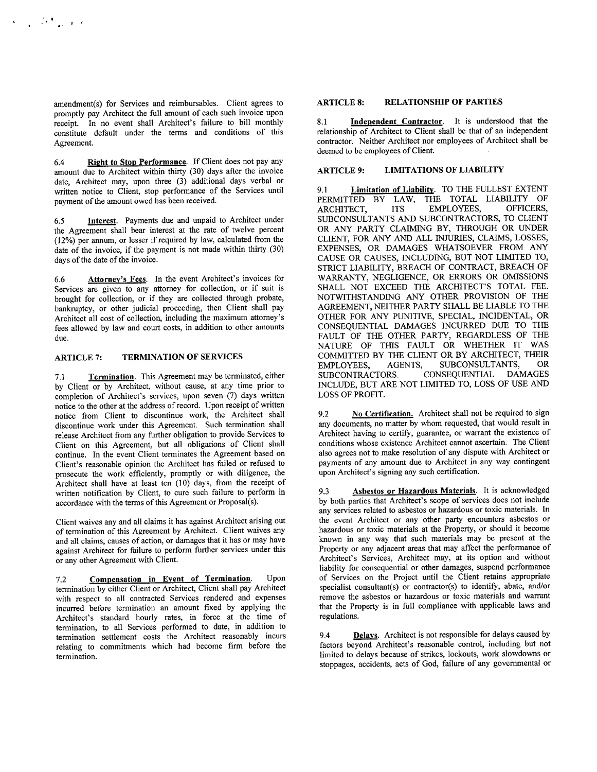amendment(s) for Services and reimbursables. Client agrees to promptly pay Architect the full amount of each such invoice upon receipt. In no event shall Architect's failure to bill monthly constitute default under the terms and conditions of this Agreement.

6.4 **Right to Stop Performance**. If Client does not pay any amount due to Architect within thirty (30) days after the invoice date, Architect may, upon three (3) additional days verbal or written notice to Client, stop performance of the Services until payment of the amount owed has been received.

6.5 **Interest**. Payments due and unpaid to Architect under the Agreement shall bear interest at the rate of twelve percent (12%) per annum, or lesser if required by law, calculated from the date of the invoice, if the payment is not made within thirty (30) days of the date of the invoice.

6.6 **Attorney's Fees**. In the event Architect's invoices for Services are given to any attorney for collection, or if suit is brought for collection, or if they are collected through probate, bankruptcy, or other judicial proceeding, then Client shall pay Architect all cost of collection, including the maximum attorney's fees allowed by law and court costs, in addition to other amounts due.

## ARTICLE 7: TERMINATION OF SERVICES

7.1 **Termination**. This Agreement may be terminated, either by Client or by Architect, without cause, at any time prior to completion of Architect's services, upon seven (7) days written notice to the other at the address of record. Upon receipt of written notice from Client to discontinue work, the Architect shall discontinue work under this Agreement. Such termination shall release Architect from any further obligation to provide Services to Client on this Agreement, but all obligations of Client shall continue. In the event Client terminates the Agreement based on Client's reasonable opinion the Architect has failed or refused to prosecute the work efficiently, promptly or with diligence, the Architect shall have at least ten (10) days, from the receipt of written notification by Client, to cure such failure to perform in accordance with the terms of this Agreement or Proposal(s).

Client waives any and all claims it has against Architect arising out of termination of this Agreement by Architect. Client waives any and all claims, causes of action, or damages that it has or may have against Architect for failure to perform further services under this or any other Agreement with Client.

7.2 **Compensation in Event of Termination**. Upon termination by either Client or Architect, Client shall pay Architect with respect to all contracted Services rendered and expenses incurred before termination an amount fixed by applying the Architect's standard hourly rates, in force at the time of termination, to all Services performed to date, in addition to termination settlement costs the Architect reasonably incurs relating to commitments which had become firm before the termination.

## ARTICLE 8: RELATIONSHIP OF PARTIES

8.1 **Independent Contractor**. It is understood that the relationship of Architect to Client shall be that of an independent contractor. Neither Architect nor employees of Architect shall be deemed to be employees of Client.

## ARTICLE 9: LIMITATIONS OF LIABILITY

9.1 **Limitation of Liability**. TO THE FULLEST EXTENT PERMITTED BY LAW, THE TOTAL LIABILITY OF ARCHITECT, ITS EMPLOYEES, OFFICERS, SUBCONSULTANTS AND SUBCONTRACTORS, TO CLIENT OR ANY PARTY CLAIMING BY, THROUGH OR UNDER CLIENT, FOR ANY AND ALL INJURIES, CLAIMS, LOSSES, EXPENSES, OR DAMAGES WHATSOEVER FROM ANY CAUSE OR CAUSES, INCLUDING, BUT NOT LIMITED TO, STRICT LIABILITY, BREACH OF CONTRACT, BREACH OF WARRANTY, NEGLIGENCE, OR ERRORS OR OMISSIONS SHALL NOT EXCEED THE ARCHITECT'S TOTAL FEE. NOTWITHSTANDING ANY OTHER PROVISION OF THE AGREEMENT, NEITHER PARTY SHALL BE LIABLE TO THE OTHER FOR ANY PUNITIVE, SPECIAL, INCIDENTAL, OR CONSEQUENTIAL DAMAGES INCURRED DUE TO THE FAULT OF THE OTHER PARTY, REGARDLESS OF THE NATURE OF THIS FAULT OR WHETHER IT WAS COMMITTED BY THE CLIENT OR BY ARCHITECT, THEIR EMPLOYEES, AGENTS, SUBCONSULTANTS, OR SUBCONTRACTORS. CONSEQUENTIAL DAMAGES INCLUDE, BUT ARE NOT LIMITED TO, LOSS OF USE AND LOSS OF PROFIT.

9.2 **No Certification.** Architect shall not be required to sign any documents, no matter by whom requested, that would result in Architect having to certify, guarantee, or warrant the existence of conditions whose existence Architect cannot ascertain. The Client also agrees not to make resolution of any dispute with Architect or payments of any amount due to Architect in any way contingent upon Architect's signing any such certification.

9.3 **Asbestos or Hazardous Materials**. It is acknowledged by both parties that Architect's scope of services does not include any services related to asbestos or hazardous or toxic materials. In the event Architect or any other party encounters asbestos or hazardous or toxic materials at the Property, or should it become known in any way that such materials may be present at the Property or any adjacent areas that may affect the performance of Architect's Services, Architect may, at its option and without liability for consequential or other damages, suspend performance of Services on the Project until the Client retains appropriate specialist consultant(s) or contractor(s) to identify, abate, and/or remove the asbestos or hazardous or toxic materials and warrant that the Property is in full compliance with applicable laws and regulations.

9.4 **Delays**. Architect is not responsible for delays caused by factors beyond Architect's reasonable control, including but not limited to delays because of strikes, lockouts, work slowdowns or stoppages, accidents, acts of God, failure of any governmental or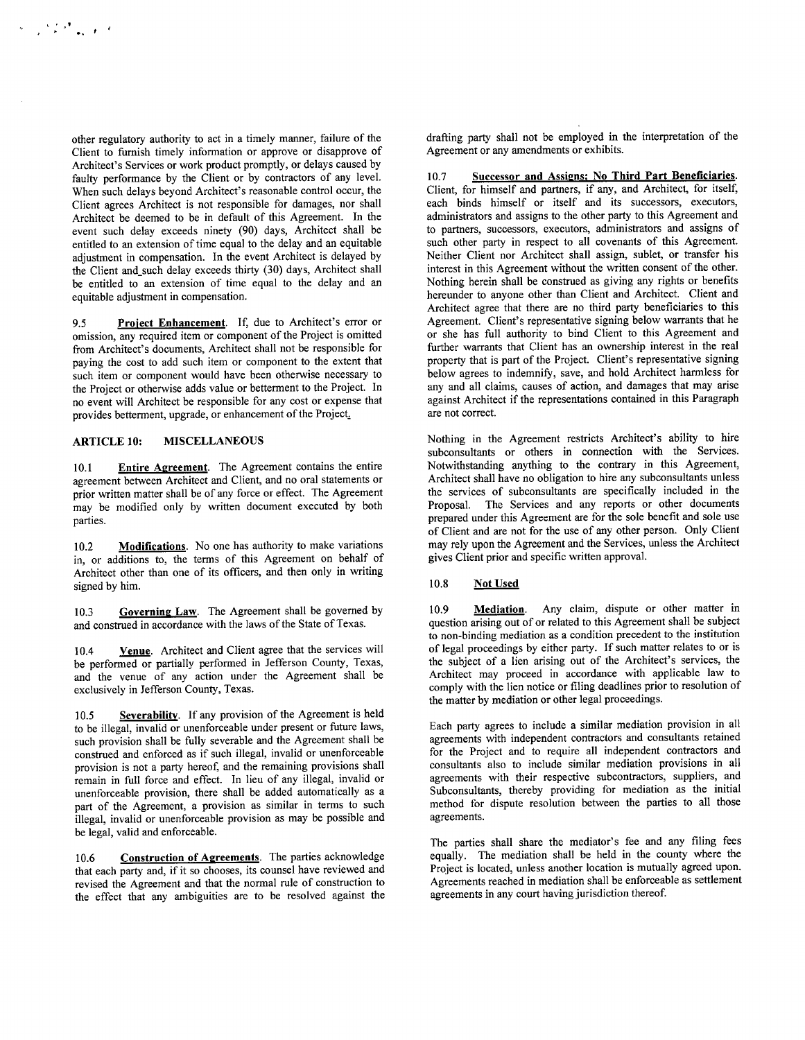other regulatory authority to act in a timely manner, failure of the Client to furnish timely information or approve or disapprove of Architect's Services or work product promptly, or delays caused by faulty performance by the Client or by contractors of any level. When such delays beyond Architect's reasonable control occur, the Client agrees Architect is not responsible for damages, nor shall Architect be deemed to be in default of this Agreement. In the event such delay exceeds ninety (90) days, Architect shall be entitled to an extension of time equal to the delay and an equitable adjustment in compensation. In the event Architect is delayed by the Client and such delay exceeds thirty (30) days, Architect shall be entitled to an extension of time equal to the delay and an equitable adjustment in compensation.

9.5 **Project Enhancement**. If, due to Architect's error or omission, any required item or component of the Project is omitted from Architect's documents, Architect shall not be responsible for paying the cost to add such item or component to the extent that such item or component would have been otherwise necessary to the Project or otherwise adds value or betterment to the Project. In no event will Architect be responsible for any cost or expense that provides betterment, upgrade, or enhancement of the Project.

## ARTICLE 10: MISCELLANEOUS

10.1 **Entire Agreement**. The Agreement contains the entire agreement between Architect and Client, and no oral statements or prior written matter shall be of any force or effect. The Agreement may be modified only by written document executed by both parties.

10.2 **Modifications**. No one has authority to make variations in, or additions to, the terms of this Agreement on behalf of Architect other than one of its officers, and then only in writing signed by him.

10.3 **Governing Law**. The Agreement shall be governed by and construed in accordance with the laws of the State of Texas.

10.4 **Venue**. Architect and Client agree that the services will be performed or partially performed in Jefferson County, Texas, and the venue of any action under the Agreement shall be exclusively in Jefferson County, Texas.

10.5 **Severability**. If any provision of the Agreement is held to be illegal, invalid or unenforceable under present or future laws, such provision shall be fully severable and the Agreement shall be construed and enforced as if such illegal, invalid or unenforceable provision is not a party hereof, and the remaining provisions shall remain in full force and effect. In lieu of any illegal, invalid or unenforceable provision, there shall be added automatically as a part of the Agreement, a provision as similar in terms to such illegal, invalid or unenforceable provision as may be possible and be legal, valid and enforceable.

10.6 **Construction of Agreements**. The parties acknowledge that each party and, if it so chooses, its counsel have reviewed and revised the Agreement and that the normal rule of construction to the effect that any ambiguities are to be resolved against the drafting party shall not be employed in the interpretation of the Agreement or any amendments or exhibits.

10.7 **Successor and Assigns; No Third Part Beneficiaries**. Client, for himself and partners, if any, and Architect, for itself, each binds himself or itself and its successors, executors, administrators and assigns to the other party to this Agreement and to partners, successors, executors, administrators and assigns of such other party in respect to all covenants of this Agreement. Neither Client nor Architect shall assign, sublet, or transfer his interest in this Agreement without the written consent of the other. Nothing herein shall be construed as giving any rights or benefits hereunder to anyone other than Client and Architect. Client and Architect agree that there are no third party beneficiaries to this Agreement. Client's representative signing below warrants that he or she has full authority to bind Client to this Agreement and further warrants that Client has an ownership interest in the real property that is part of the Project. Client's representative signing below agrees to indemnify, save, and hold Architect harmless for any and all claims, causes of action, and damages that may arise against Architect if the representations contained in this Paragraph are not correct.

Nothing in the Agreement restricts Architect's ability to hire subconsultants or others in connection with the Services. Notwithstanding anything to the contrary in this Agreement, Architect shall have no obligation to hire any subconsultants unless the services of subconsultants are specifically included in the Proposal. The Services and any reports or other documents prepared under this Agreement are for the sole benefit and sole use of Client and are not for the use of any other person. Only Client may rely upon the Agreement and the Services, unless the Architect gives Client prior and specific written approval.

10.8 **Not Used**

10.9 **Mediation**. Any claim, dispute or other matter in question arising out of or related to this Agreement shall be subject to non-binding mediation as a condition precedent to the institution of legal proceedings by either party. If such matter relates to or is the subject of a lien arising out of the Architect's services, the Architect may proceed in accordance with applicable law to comply with the lien notice or filing deadlines prior to resolution of the matter by mediation or other legal proceedings.

Each party agrees to include a similar mediation provision in all agreements with independent contractors and consultants retained for the Project and to require all independent contractors and consultants also to include similar mediation provisions in all agreements with their respective subcontractors, suppliers, and Subconsultants, thereby providing for mediation as the initial method for dispute resolution between the parties to all those agreements.

The parties shall share the mediator's fee and any filing fees equally. The mediation shall be held in the county where the Project is located, unless another location is mutually agreed upon. Agreements reached in mediation shall be enforceable as settlement agreements in any court having jurisdiction thereof.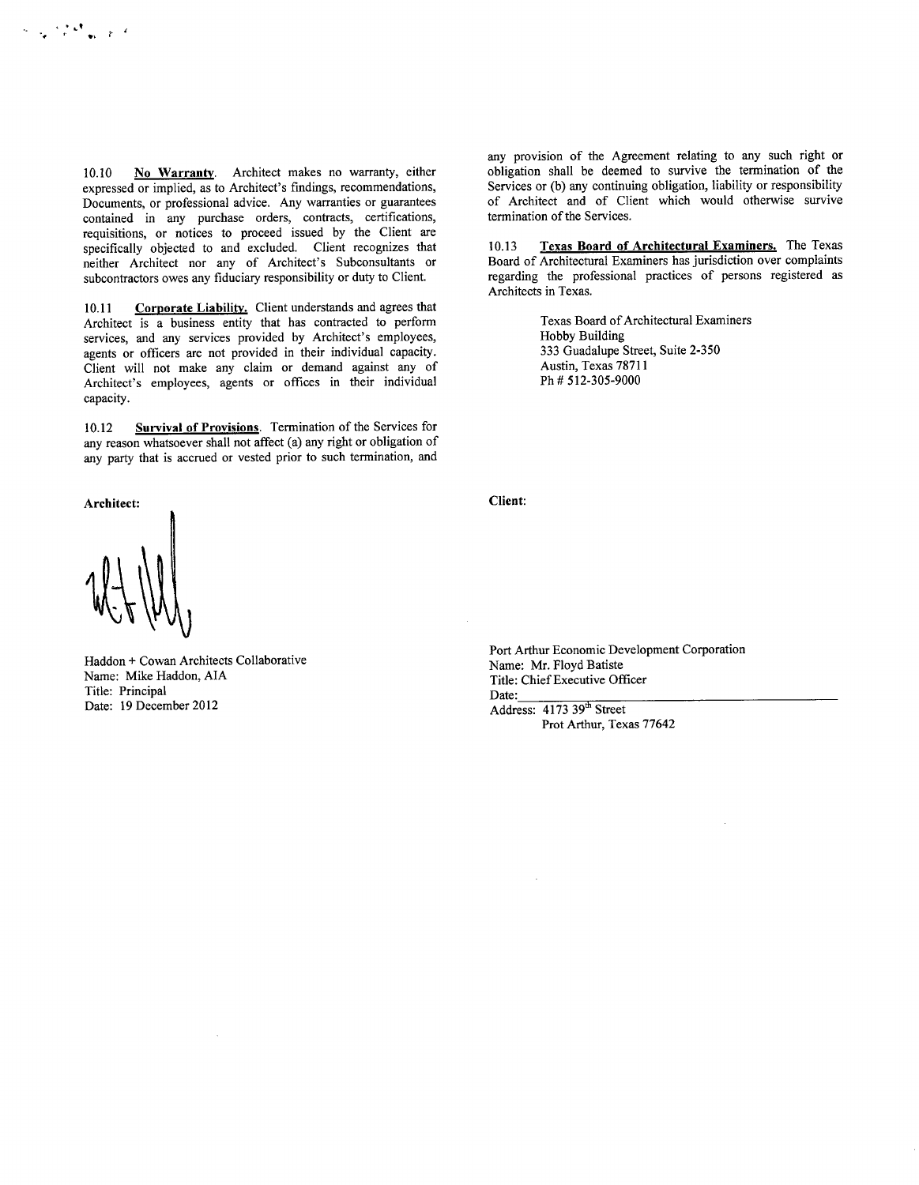10.10 **No Warranty**. Architect makes no warranty, either expressed or implied, as to Architect's findings, recommendations, Documents, or professional advice. Any warranties or guarantees contained in any purchase orders, contracts, certifications, requisitions, or notices to proceed issued by the Client are specifically objected to and excluded. Client recognizes that neither Architect nor any of Architect's Subconsultants or subcontractors owes any fiduciary responsibility or duty to Client.

10.11 **Corporate Liability.** Client understands and agrees that Architect is a business entity that has contracted to perform services, and any services provided by Architect's employees, agents or officers are not provided in their individual capacity. Client will not make any claim or demand against any of Architect's employees, agents or offices in their individual capacity.

10.12 **Survival of Provisions**. Termination of the Services for any reason whatsoever shall not affect (a) any right or obligation of any party that is accrued or vested prior to such termination, and any provision of the Agreement relating to any such right or obligation shall be deemed to survive the termination of the Services or (b) any continuing obligation, liability or responsibility of Architect and of Client which would otherwise survive termination of the Services.

10.13 **Texas Board of Architectural Examiners.** The Texas Board of Architectural Examiners has jurisdiction over complaints regarding the professional practices of persons registered as Architects in Texas.

Texas Board of Architectural Examiners
Hobby Building
333 Guadalupe Street, Suite 2-350
Austin, Texas 78711
Ph # 512-305-9000

**Architect:**

Haddon + Cowan Architects Collaborative
Name: Mike Haddon, AIA
Title: Principal
Date: 19 December 2012

**Client:**

Port Arthur Economic Development Corporation
Name: Mr. Floyd Batiste
Title: Chief Executive Officer
Date: ______________________
Address: 4173 39th Street
Prot Arthur, Texas 77642